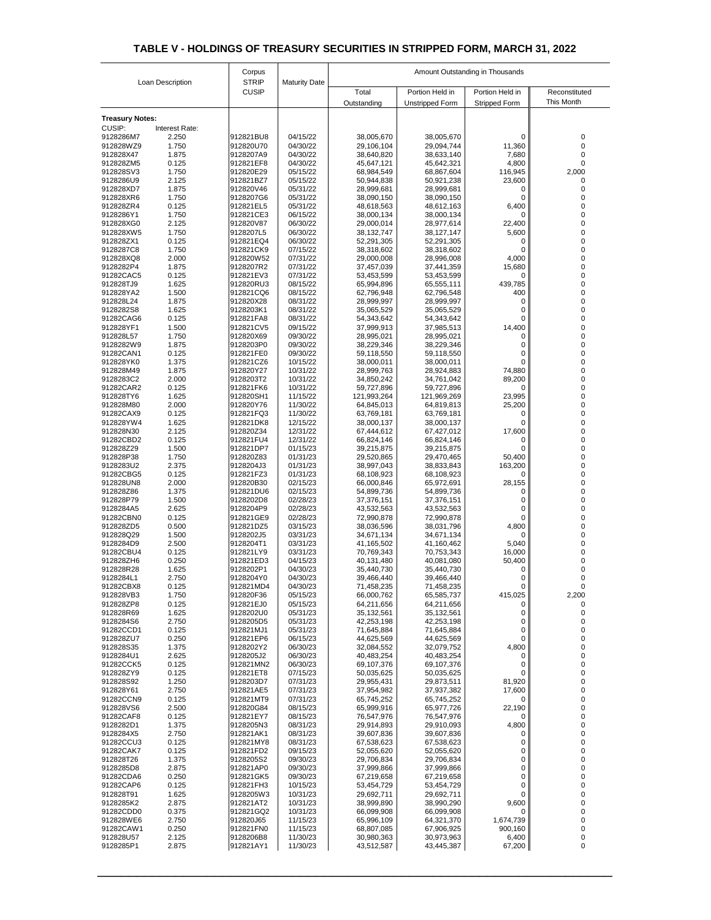# TABLE V - HOLDINGS OF TREASURY SECURITIES IN STRIPPED FORM, MARCH 31, 2022

| Loan Description | | Corpus STRIP CUSIP | Maturity Date | Amount Outstanding in Thousands | | | |
|---|---|---|---|---|---|---|---|
| | | | | Total Outstanding | Portion Held in Unstripped Form | Portion Held in Stripped Form | Reconstituted This Month |
| **Treasury Notes:** | | | | | | | |
| CUSIP: | Interest Rate: | | | | | | |
| 9128286M7 | 2.250 | 912821BU8 | 04/15/22 | 38,005,670 | 38,005,670 | 0 | 0 |
| 912828WZ9 | 1.750 | 912820U70 | 04/30/22 | 29,106,104 | 29,094,744 | 11,360 | 0 |
| 912828X47 | 1.875 | 9128207A9 | 04/30/22 | 38,640,820 | 38,633,140 | 7,680 | 0 |
| 912828ZM5 | 0.125 | 912821EF8 | 04/30/22 | 45,647,121 | 45,642,321 | 4,800 | 0 |
| 912828SV3 | 1.750 | 912820E29 | 05/15/22 | 68,984,549 | 68,867,604 | 116,945 | 2,000 |
| 9128286U9 | 2.125 | 912821BZ7 | 05/15/22 | 50,944,838 | 50,921,238 | 23,600 | 0 |
| 912828XD7 | 1.875 | 912820V46 | 05/31/22 | 28,999,681 | 28,999,681 | 0 | 0 |
| 912828XR6 | 1.750 | 9128207G6 | 05/31/22 | 38,090,150 | 38,090,150 | 0 | 0 |
| 912828ZR4 | 0.125 | 912821EL5 | 05/31/22 | 48,618,563 | 48,612,163 | 6,400 | 0 |
| 9128286Y1 | 1.750 | 912821CE3 | 06/15/22 | 38,000,134 | 38,000,134 | 0 | 0 |
| 912828XG0 | 2.125 | 912820V87 | 06/30/22 | 29,000,014 | 28,977,614 | 22,400 | 0 |
| 912828XW5 | 1.750 | 9128207L5 | 06/30/22 | 38,132,747 | 38,127,147 | 5,600 | 0 |
| 912828ZX1 | 0.125 | 912821EQ4 | 06/30/22 | 52,291,305 | 52,291,305 | 0 | 0 |
| 9128287C8 | 1.750 | 912821CK9 | 07/15/22 | 38,318,602 | 38,318,602 | 0 | 0 |
| 912828XQ8 | 2.000 | 912820W52 | 07/31/22 | 29,000,008 | 28,996,008 | 4,000 | 0 |
| 9128282P4 | 1.875 | 9128207R2 | 07/31/22 | 37,457,039 | 37,441,359 | 15,680 | 0 |
| 91282CAC5 | 0.125 | 912821EV3 | 07/31/22 | 53,453,599 | 53,453,599 | 0 | 0 |
| 912828TJ9 | 1.625 | 912820RU3 | 08/15/22 | 65,994,896 | 65,555,111 | 439,785 | 0 |
| 912828YA2 | 1.500 | 912821CQ6 | 08/15/22 | 62,796,948 | 62,796,548 | 400 | 0 |
| 912828L24 | 1.875 | 912820X28 | 08/31/22 | 28,999,997 | 28,999,997 | 0 | 0 |
| 9128282S8 | 1.625 | 9128203K1 | 08/31/22 | 35,065,529 | 35,065,529 | 0 | 0 |
| 91282CAG6 | 0.125 | 912821FA8 | 08/31/22 | 54,343,642 | 54,343,642 | 0 | 0 |
| 912828YF1 | 1.500 | 912821CV5 | 09/15/22 | 37,999,913 | 37,985,513 | 14,400 | 0 |
| 912828L57 | 1.750 | 912820X69 | 09/30/22 | 28,995,021 | 28,995,021 | 0 | 0 |
| 9128282W9 | 1.875 | 9128203P0 | 09/30/22 | 38,229,346 | 38,229,346 | 0 | 0 |
| 91282CAN1 | 0.125 | 912821FE0 | 09/30/22 | 59,118,550 | 59,118,550 | 0 | 0 |
| 912828YK0 | 1.375 | 912821CZ6 | 10/15/22 | 38,000,011 | 38,000,011 | 0 | 0 |
| 912828M49 | 1.875 | 912820Y27 | 10/31/22 | 28,999,763 | 28,924,883 | 74,880 | 0 |
| 9128283C2 | 2.000 | 9128203T2 | 10/31/22 | 34,850,242 | 34,761,042 | 89,200 | 0 |
| 91282CAR2 | 0.125 | 912821FK6 | 10/31/22 | 59,727,896 | 59,727,896 | 0 | 0 |
| 912828TY6 | 1.625 | 912820SH1 | 11/15/22 | 121,993,264 | 121,969,269 | 23,995 | 0 |
| 912828M80 | 2.000 | 912820Y76 | 11/30/22 | 64,845,013 | 64,819,813 | 25,200 | 0 |
| 91282CAX9 | 0.125 | 912821FQ3 | 11/30/22 | 63,769,181 | 63,769,181 | 0 | 0 |
| 912828YW4 | 1.625 | 912821DK8 | 12/15/22 | 38,000,137 | 38,000,137 | 0 | 0 |
| 912828N30 | 2.125 | 912820Z34 | 12/31/22 | 67,444,612 | 67,427,012 | 17,600 | 0 |
| 91282CBD2 | 0.125 | 912821FU4 | 12/31/22 | 66,824,146 | 66,824,146 | 0 | 0 |
| 912828Z29 | 1.500 | 912821DP7 | 01/15/23 | 39,215,875 | 39,215,875 | 0 | 0 |
| 912828P38 | 1.750 | 912820Z83 | 01/31/23 | 29,520,865 | 29,470,465 | 50,400 | 0 |
| 9128283U2 | 2.375 | 9128204J3 | 01/31/23 | 38,997,043 | 38,833,843 | 163,200 | 0 |
| 91282CBG5 | 0.125 | 912821FZ3 | 01/31/23 | 68,108,923 | 68,108,923 | 0 | 0 |
| 912828UN8 | 2.000 | 912820B30 | 02/15/23 | 66,000,846 | 65,972,691 | 28,155 | 0 |
| 912828Z86 | 1.375 | 912821DU6 | 02/15/23 | 54,899,736 | 54,899,736 | 0 | 0 |
| 912828P79 | 1.500 | 9128202D8 | 02/28/23 | 37,376,151 | 37,376,151 | 0 | 0 |
| 9128284A5 | 2.625 | 9128204P9 | 02/28/23 | 43,532,563 | 43,532,563 | 0 | 0 |
| 91282CBN0 | 0.125 | 912821GE9 | 02/28/23 | 72,990,878 | 72,990,878 | 0 | 0 |
| 912828ZD5 | 0.500 | 912821DZ5 | 03/15/23 | 38,036,596 | 38,031,796 | 4,800 | 0 |
| 912828Q29 | 1.500 | 9128202J5 | 03/31/23 | 34,671,134 | 34,671,134 | 0 | 0 |
| 9128284D9 | 2.500 | 9128204T1 | 03/31/23 | 41,165,502 | 41,160,462 | 5,040 | 0 |
| 91282CBU4 | 0.125 | 912821LY9 | 03/31/23 | 70,769,343 | 70,753,343 | 16,000 | 0 |
| 912828ZH6 | 0.250 | 912821ED3 | 04/15/23 | 40,131,480 | 40,081,080 | 50,400 | 0 |
| 912828R28 | 1.625 | 9128202P1 | 04/30/23 | 35,440,730 | 35,440,730 | 0 | 0 |
| 9128284L1 | 2.750 | 9128204Y0 | 04/30/23 | 39,466,440 | 39,466,440 | 0 | 0 |
| 91282CBX8 | 0.125 | 912821MD4 | 04/30/23 | 71,458,235 | 71,458,235 | 0 | 0 |
| 912828VB3 | 1.750 | 912820F36 | 05/15/23 | 66,000,762 | 65,585,737 | 415,025 | 2,200 |
| 912828ZP8 | 0.125 | 912821EJ0 | 05/15/23 | 64,211,656 | 64,211,656 | 0 | 0 |
| 912828R69 | 1.625 | 9128202U0 | 05/31/23 | 35,132,561 | 35,132,561 | 0 | 0 |
| 9128284S6 | 2.750 | 9128205D5 | 05/31/23 | 42,253,198 | 42,253,198 | 0 | 0 |
| 91282CCD1 | 0.125 | 912821MJ1 | 05/31/23 | 71,645,884 | 71,645,884 | 0 | 0 |
| 912828ZU7 | 0.250 | 912821EP6 | 06/15/23 | 44,625,569 | 44,625,569 | 0 | 0 |
| 912828S35 | 1.375 | 9128202Y2 | 06/30/23 | 32,084,552 | 32,079,752 | 4,800 | 0 |
| 9128284U1 | 2.625 | 9128205J2 | 06/30/23 | 40,483,254 | 40,483,254 | 0 | 0 |
| 91282CCK5 | 0.125 | 912821MN2 | 06/30/23 | 69,107,376 | 69,107,376 | 0 | 0 |
| 912828ZY9 | 0.125 | 912821ET8 | 07/15/23 | 50,035,625 | 50,035,625 | 0 | 0 |
| 912828S92 | 1.250 | 9128203D7 | 07/31/23 | 29,955,431 | 29,873,511 | 81,920 | 0 |
| 912828Y61 | 2.750 | 912821AE5 | 07/31/23 | 37,954,982 | 37,937,382 | 17,600 | 0 |
| 91282CCN9 | 0.125 | 912821MT9 | 07/31/23 | 65,745,252 | 65,745,252 | 0 | 0 |
| 912828VS6 | 2.500 | 912820G84 | 08/15/23 | 65,999,916 | 65,977,726 | 22,190 | 0 |
| 91282CAF8 | 0.125 | 912821EY7 | 08/15/23 | 76,547,976 | 76,547,976 | 0 | 0 |
| 9128282D1 | 1.375 | 9128205N3 | 08/31/23 | 29,914,893 | 29,910,093 | 4,800 | 0 |
| 9128284X5 | 2.750 | 912821AK1 | 08/31/23 | 39,607,836 | 39,607,836 | 0 | 0 |
| 91282CCU3 | 0.125 | 912821MY8 | 08/31/23 | 67,538,623 | 67,538,623 | 0 | 0 |
| 91282CAK7 | 0.125 | 912821FD2 | 09/15/23 | 52,055,620 | 52,055,620 | 0 | 0 |
| 912828T26 | 1.375 | 9128205S2 | 09/30/23 | 29,706,834 | 29,706,834 | 0 | 0 |
| 9128285D8 | 2.875 | 912821AP0 | 09/30/23 | 37,999,866 | 37,999,866 | 0 | 0 |
| 91282CDA6 | 0.250 | 912821GK5 | 09/30/23 | 67,219,658 | 67,219,658 | 0 | 0 |
| 91282CAP6 | 0.125 | 912821FH3 | 10/15/23 | 53,454,729 | 53,454,729 | 0 | 0 |
| 912828T91 | 1.625 | 9128205W3 | 10/31/23 | 29,692,711 | 29,692,711 | 0 | 0 |
| 9128285K2 | 2.875 | 912821AT2 | 10/31/23 | 38,999,890 | 38,990,290 | 9,600 | 0 |
| 91282CDD0 | 0.375 | 912821GQ2 | 10/31/23 | 66,099,908 | 66,099,908 | 0 | 0 |
| 912828WE6 | 2.750 | 912820J65 | 11/15/23 | 65,996,109 | 64,321,370 | 1,674,739 | 0 |
| 91282CAW1 | 0.250 | 912821FN0 | 11/15/23 | 68,807,085 | 67,906,925 | 900,160 | 0 |
| 912828U57 | 2.125 | 9128206B8 | 11/30/23 | 30,980,363 | 30,973,963 | 6,400 | 0 |
| 9128285P1 | 2.875 | 912821AY1 | 11/30/23 | 43,512,587 | 43,445,387 | 67,200 | 0 |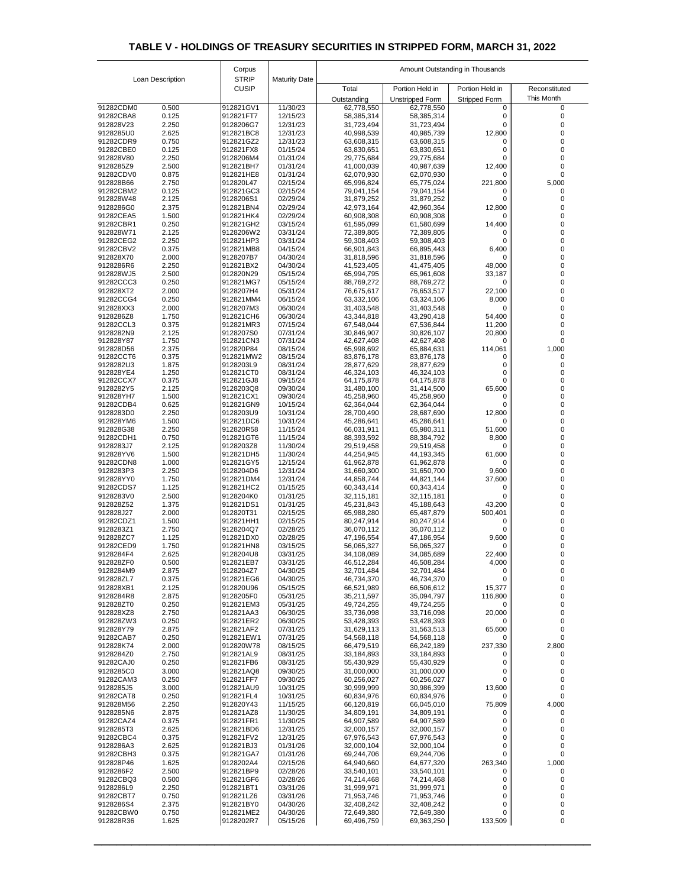# TABLE V - HOLDINGS OF TREASURY SECURITIES IN STRIPPED FORM, MARCH 31, 2022

| Loan Description | | Corpus STRIP CUSIP | Maturity Date | Amount Outstanding in Thousands | | | |
|---|---|---|---|---|---|---|---|
| | | | | Total Outstanding | Portion Held in Unstripped Form | Portion Held in Stripped Form | Reconstituted This Month |
| 91282CDM0 | 0.500 | 912821GV1 | 11/30/23 | 62,778,550 | 62,778,550 | 0 | 0 |
| 91282CBA8 | 0.125 | 912821FT7 | 12/15/23 | 58,385,314 | 58,385,314 | 0 | 0 |
| 912828V23 | 2.250 | 9128206G7 | 12/31/23 | 31,723,494 | 31,723,494 | 0 | 0 |
| 9128285U0 | 2.625 | 912821BC8 | 12/31/23 | 40,998,539 | 40,985,739 | 12,800 | 0 |
| 91282CDR9 | 0.750 | 912821GZ2 | 12/31/23 | 63,608,315 | 63,608,315 | 0 | 0 |
| 91282CBE0 | 0.125 | 912821FX8 | 01/15/24 | 63,830,651 | 63,830,651 | 0 | 0 |
| 912828V80 | 2.250 | 9128206M4 | 01/31/24 | 29,775,684 | 29,775,684 | 0 | 0 |
| 9128285Z9 | 2.500 | 912821BH7 | 01/31/24 | 41,000,039 | 40,987,639 | 12,400 | 0 |
| 91282CDV0 | 0.875 | 912821HE8 | 01/31/24 | 62,070,930 | 62,070,930 | 0 | 0 |
| 912828B66 | 2.750 | 912820L47 | 02/15/24 | 65,996,824 | 65,775,024 | 221,800 | 5,000 |
| 91282CBM2 | 0.125 | 912821GC3 | 02/15/24 | 79,041,154 | 79,041,154 | 0 | 0 |
| 912828W48 | 2.125 | 9128206S1 | 02/29/24 | 31,879,252 | 31,879,252 | 0 | 0 |
| 9128286G0 | 2.375 | 912821BN4 | 02/29/24 | 42,973,164 | 42,960,364 | 12,800 | 0 |
| 91282CEA5 | 1.500 | 912821HK4 | 02/29/24 | 60,908,308 | 60,908,308 | 0 | 0 |
| 91282CBR1 | 0.250 | 912821GH2 | 03/15/24 | 61,595,099 | 61,580,699 | 14,400 | 0 |
| 912828W71 | 2.125 | 9128206W2 | 03/31/24 | 72,389,805 | 72,389,805 | 0 | 0 |
| 91282CEG2 | 2.250 | 912821HP3 | 03/31/24 | 59,308,403 | 59,308,403 | 0 | 0 |
| 91282CBV2 | 0.375 | 912821MB8 | 04/15/24 | 66,901,843 | 66,895,443 | 6,400 | 0 |
| 912828X70 | 2.000 | 9128207B7 | 04/30/24 | 31,818,596 | 31,818,596 | 0 | 0 |
| 9128286R6 | 2.250 | 912821BX2 | 04/30/24 | 41,523,405 | 41,475,405 | 48,000 | 0 |
| 912828WJ5 | 2.500 | 912820N29 | 05/15/24 | 65,994,795 | 65,961,608 | 33,187 | 0 |
| 91282CCC3 | 0.250 | 912821MG7 | 05/15/24 | 88,769,272 | 88,769,272 | 0 | 0 |
| 912828XT2 | 2.000 | 9128207H4 | 05/31/24 | 76,675,617 | 76,653,517 | 22,100 | 0 |
| 91282CCG4 | 0.250 | 912821MM4 | 06/15/24 | 63,332,106 | 63,324,106 | 8,000 | 0 |
| 912828XX3 | 2.000 | 9128207M3 | 06/30/24 | 31,403,548 | 31,403,548 | 0 | 0 |
| 9128286Z8 | 1.750 | 912821CH6 | 06/30/24 | 43,344,818 | 43,290,418 | 54,400 | 0 |
| 91282CCL3 | 0.375 | 912821MR3 | 07/15/24 | 67,548,044 | 67,536,844 | 11,200 | 0 |
| 9128282N9 | 2.125 | 9128207S0 | 07/31/24 | 30,846,907 | 30,826,107 | 20,800 | 0 |
| 912828Y87 | 1.750 | 912821CN3 | 07/31/24 | 42,627,408 | 42,627,408 | 0 | 0 |
| 912828D56 | 2.375 | 912820P84 | 08/15/24 | 65,998,692 | 65,884,631 | 114,061 | 1,000 |
| 91282CCT6 | 0.375 | 912821MW2 | 08/15/24 | 83,876,178 | 83,876,178 | 0 | 0 |
| 9128282U3 | 1.875 | 9128203L9 | 08/31/24 | 28,877,629 | 28,877,629 | 0 | 0 |
| 912828YE4 | 1.250 | 912821CT0 | 08/31/24 | 46,324,103 | 46,324,103 | 0 | 0 |
| 91282CCX7 | 0.375 | 912821GJ8 | 09/15/24 | 64,175,878 | 64,175,878 | 0 | 0 |
| 9128282Y5 | 2.125 | 9128203Q8 | 09/30/24 | 31,480,100 | 31,414,500 | 65,600 | 0 |
| 912828YH7 | 1.500 | 912821CX1 | 09/30/24 | 45,258,960 | 45,258,960 | 0 | 0 |
| 91282CDB4 | 0.625 | 912821GN9 | 10/15/24 | 62,364,044 | 62,364,044 | 0 | 0 |
| 9128283D0 | 2.250 | 9128203U9 | 10/31/24 | 28,700,490 | 28,687,690 | 12,800 | 0 |
| 912828YM6 | 1.500 | 912821DC6 | 10/31/24 | 45,286,641 | 45,286,641 | 0 | 0 |
| 912828G38 | 2.250 | 912820R58 | 11/15/24 | 66,031,911 | 65,980,311 | 51,600 | 0 |
| 91282CDH1 | 0.750 | 912821GT6 | 11/15/24 | 88,393,592 | 88,384,792 | 8,800 | 0 |
| 9128283J7 | 2.125 | 9128203Z8 | 11/30/24 | 29,519,458 | 29,519,458 | 0 | 0 |
| 912828YV6 | 1.500 | 912821DH5 | 11/30/24 | 44,254,945 | 44,193,345 | 61,600 | 0 |
| 91282CDN8 | 1.000 | 912821GY5 | 12/15/24 | 61,962,878 | 61,962,878 | 0 | 0 |
| 9128283P3 | 2.250 | 9128204D6 | 12/31/24 | 31,660,300 | 31,650,700 | 9,600 | 0 |
| 912828YY0 | 1.750 | 912821DM4 | 12/31/24 | 44,858,744 | 44,821,144 | 37,600 | 0 |
| 91282CDS7 | 1.125 | 912821HC2 | 01/15/25 | 60,343,414 | 60,343,414 | 0 | 0 |
| 9128283V0 | 2.500 | 9128204K0 | 01/31/25 | 32,115,181 | 32,115,181 | 0 | 0 |
| 912828Z52 | 1.375 | 912821DS1 | 01/31/25 | 45,231,843 | 45,188,643 | 43,200 | 0 |
| 912828J27 | 2.000 | 912820T31 | 02/15/25 | 65,988,280 | 65,487,879 | 500,401 | 0 |
| 91282CDZ1 | 1.500 | 912821HH1 | 02/15/25 | 80,247,914 | 80,247,914 | 0 | 0 |
| 9128283Z1 | 2.750 | 9128204Q7 | 02/28/25 | 36,070,112 | 36,070,112 | 0 | 0 |
| 912828ZC7 | 1.125 | 912821DX0 | 02/28/25 | 47,196,554 | 47,186,954 | 9,600 | 0 |
| 91282CED9 | 1.750 | 912821HN8 | 03/15/25 | 56,065,327 | 56,065,327 | 0 | 0 |
| 9128284F4 | 2.625 | 9128204U8 | 03/31/25 | 34,108,089 | 34,085,689 | 22,400 | 0 |
| 912828ZF0 | 0.500 | 912821EB7 | 03/31/25 | 46,512,284 | 46,508,284 | 4,000 | 0 |
| 9128284M9 | 2.875 | 9128204Z7 | 04/30/25 | 32,701,484 | 32,701,484 | 0 | 0 |
| 912828ZL7 | 0.375 | 912821EG6 | 04/30/25 | 46,734,370 | 46,734,370 | 0 | 0 |
| 912828XB1 | 2.125 | 912820U96 | 05/15/25 | 66,521,989 | 66,506,612 | 15,377 | 0 |
| 9128284R8 | 2.875 | 9128205F0 | 05/31/25 | 35,211,597 | 35,094,797 | 116,800 | 0 |
| 912828ZT0 | 0.250 | 912821EM3 | 05/31/25 | 49,724,255 | 49,724,255 | 0 | 0 |
| 912828XZ8 | 2.750 | 912821AA3 | 06/30/25 | 33,736,098 | 33,716,098 | 20,000 | 0 |
| 912828ZW3 | 0.250 | 912821ER2 | 06/30/25 | 53,428,393 | 53,428,393 | 0 | 0 |
| 912828Y79 | 2.875 | 912821AF2 | 07/31/25 | 31,629,113 | 31,563,513 | 65,600 | 0 |
| 91282CAB7 | 0.250 | 912821EW1 | 07/31/25 | 54,568,118 | 54,568,118 | 0 | 0 |
| 912828K74 | 2.000 | 912820W78 | 08/15/25 | 66,479,519 | 66,242,189 | 237,330 | 2,800 |
| 9128284Z0 | 2.750 | 912821AL9 | 08/31/25 | 33,184,893 | 33,184,893 | 0 | 0 |
| 91282CAJ0 | 0.250 | 912821FB6 | 08/31/25 | 55,430,929 | 55,430,929 | 0 | 0 |
| 9128285C0 | 3.000 | 912821AQ8 | 09/30/25 | 31,000,000 | 31,000,000 | 0 | 0 |
| 91282CAM3 | 0.250 | 912821FF7 | 09/30/25 | 60,256,027 | 60,256,027 | 0 | 0 |
| 9128285J5 | 3.000 | 912821AU9 | 10/31/25 | 30,999,999 | 30,986,399 | 13,600 | 0 |
| 91282CAT8 | 0.250 | 912821FL4 | 10/31/25 | 60,834,976 | 60,834,976 | 0 | 0 |
| 912828M56 | 2.250 | 912820Y43 | 11/15/25 | 66,120,819 | 66,045,010 | 75,809 | 4,000 |
| 9128285N6 | 2.875 | 912821AZ8 | 11/30/25 | 34,809,191 | 34,809,191 | 0 | 0 |
| 91282CAZ4 | 0.375 | 912821FR1 | 11/30/25 | 64,907,589 | 64,907,589 | 0 | 0 |
| 9128285T3 | 2.625 | 912821BD6 | 12/31/25 | 32,000,157 | 32,000,157 | 0 | 0 |
| 91282CBC4 | 0.375 | 912821FV2 | 12/31/25 | 67,976,543 | 67,976,543 | 0 | 0 |
| 9128286A3 | 2.625 | 912821BJ3 | 01/31/26 | 32,000,104 | 32,000,104 | 0 | 0 |
| 91282CBH3 | 0.375 | 912821GA7 | 01/31/26 | 69,244,706 | 69,244,706 | 0 | 0 |
| 912828P46 | 1.625 | 9128202A4 | 02/15/26 | 64,940,660 | 64,677,320 | 263,340 | 1,000 |
| 9128286F2 | 2.500 | 912821BP9 | 02/28/26 | 33,540,101 | 33,540,101 | 0 | 0 |
| 91282CBQ3 | 0.500 | 912821GF6 | 02/28/26 | 74,214,468 | 74,214,468 | 0 | 0 |
| 9128286L9 | 2.250 | 912821BT1 | 03/31/26 | 31,999,971 | 31,999,971 | 0 | 0 |
| 91282CBT7 | 0.750 | 912821LZ6 | 03/31/26 | 71,953,746 | 71,953,746 | 0 | 0 |
| 9128286S4 | 2.375 | 912821BY0 | 04/30/26 | 32,408,242 | 32,408,242 | 0 | 0 |
| 91282CBW0 | 0.750 | 912821ME2 | 04/30/26 | 72,649,380 | 72,649,380 | 0 | 0 |
| 912828R36 | 1.625 | 9128202R7 | 05/15/26 | 69,496,759 | 69,363,250 | 133,509 | 0 |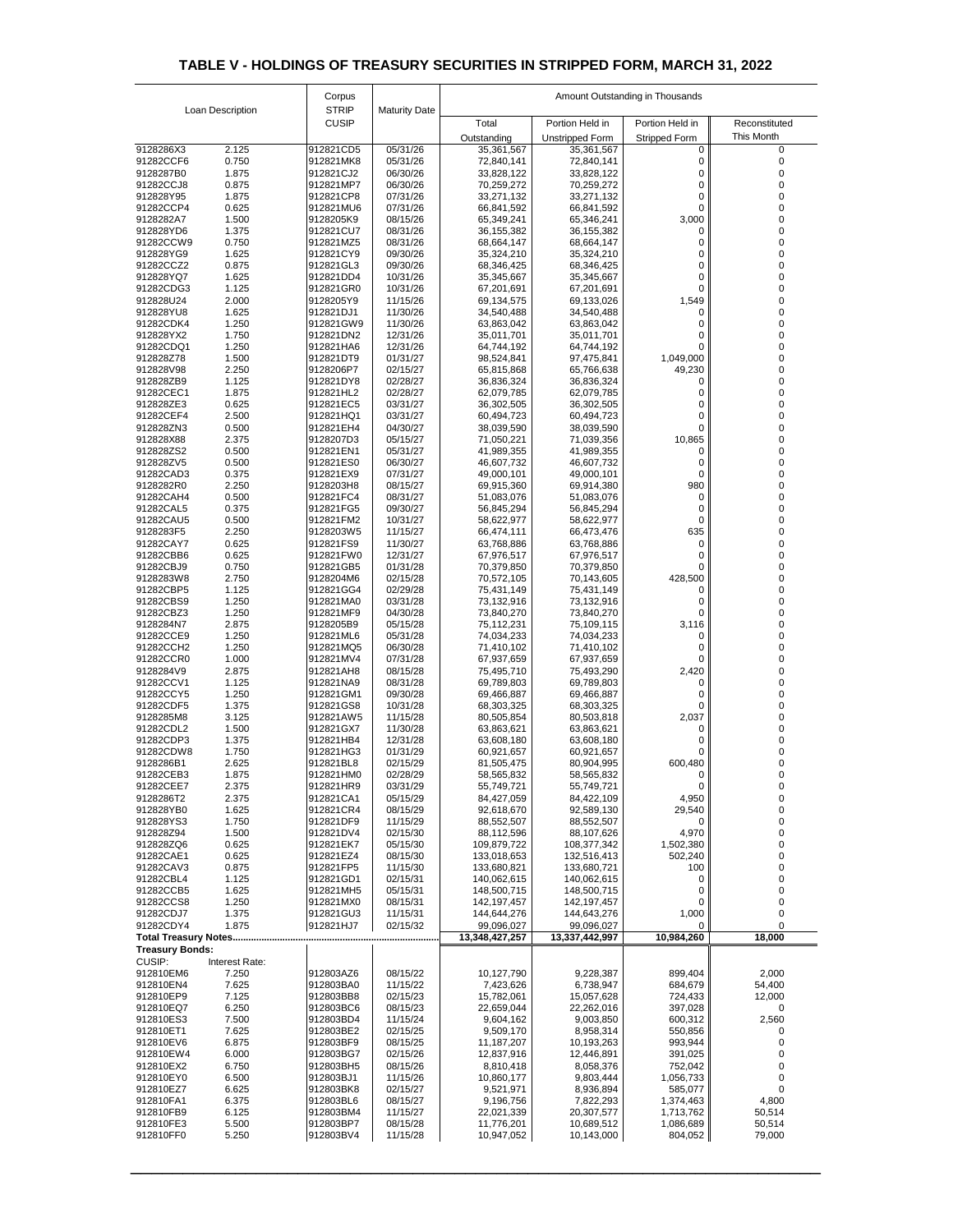# TABLE V - HOLDINGS OF TREASURY SECURITIES IN STRIPPED FORM, MARCH 31, 2022

| Loan Description | | Corpus STRIP CUSIP | Maturity Date | Amount Outstanding in Thousands | | | |
|---|---|---|---|---|---|---|---|
| | | | | Total Outstanding | Portion Held in Unstripped Form | Portion Held in Stripped Form | Reconstituted This Month |
| 9128286X3 | 2.125 | 912821CD5 | 05/31/26 | 35,361,567 | 35,361,567 | 0 | 0 |
| 91282CCF6 | 0.750 | 912821MK8 | 05/31/26 | 72,840,141 | 72,840,141 | 0 | 0 |
| 9128287B0 | 1.875 | 912821CJ2 | 06/30/26 | 33,828,122 | 33,828,122 | 0 | 0 |
| 91282CCJ8 | 0.875 | 912821MP7 | 06/30/26 | 70,259,272 | 70,259,272 | 0 | 0 |
| 912828Y95 | 1.875 | 912821CP8 | 07/31/26 | 33,271,132 | 33,271,132 | 0 | 0 |
| 91282CCP4 | 0.625 | 912821MU6 | 07/31/26 | 66,841,592 | 66,841,592 | 0 | 0 |
| 9128282A7 | 1.500 | 9128205K9 | 08/15/26 | 65,349,241 | 65,346,241 | 3,000 | 0 |
| 912828YD6 | 1.375 | 912821CU7 | 08/31/26 | 36,155,382 | 36,155,382 | 0 | 0 |
| 91282CCW9 | 0.750 | 912821MZ5 | 08/31/26 | 68,664,147 | 68,664,147 | 0 | 0 |
| 912828YG9 | 1.625 | 912821CY9 | 09/30/26 | 35,324,210 | 35,324,210 | 0 | 0 |
| 91282CCZ2 | 0.875 | 912821GL3 | 09/30/26 | 68,346,425 | 68,346,425 | 0 | 0 |
| 912828YQ7 | 1.625 | 912821DD4 | 10/31/26 | 35,345,667 | 35,345,667 | 0 | 0 |
| 91282CDG3 | 1.125 | 912821GR0 | 10/31/26 | 67,201,691 | 67,201,691 | 0 | 0 |
| 912828U24 | 2.000 | 9128205Y9 | 11/15/26 | 69,134,575 | 69,133,026 | 1,549 | 0 |
| 912828YU8 | 1.625 | 912821DJ1 | 11/30/26 | 34,540,488 | 34,540,488 | 0 | 0 |
| 91282CDK4 | 1.250 | 912821GW9 | 11/30/26 | 63,863,042 | 63,863,042 | 0 | 0 |
| 912828YX2 | 1.750 | 912821DN2 | 12/31/26 | 35,011,701 | 35,011,701 | 0 | 0 |
| 91282CDQ1 | 1.250 | 912821HA6 | 12/31/26 | 64,744,192 | 64,744,192 | 0 | 0 |
| 912828Z78 | 1.500 | 912821DT9 | 01/31/27 | 98,524,841 | 97,475,841 | 1,049,000 | 0 |
| 912828V98 | 2.250 | 9128206P7 | 02/15/27 | 65,815,868 | 65,766,638 | 49,230 | 0 |
| 912828ZB9 | 1.125 | 912821DY8 | 02/28/27 | 36,836,324 | 36,836,324 | 0 | 0 |
| 91282CEC1 | 1.875 | 912821HL2 | 02/28/27 | 62,079,785 | 62,079,785 | 0 | 0 |
| 912828ZE3 | 0.625 | 912821EC5 | 03/31/27 | 36,302,505 | 36,302,505 | 0 | 0 |
| 91282CEF4 | 2.500 | 912821HQ1 | 03/31/27 | 60,494,723 | 60,494,723 | 0 | 0 |
| 912828ZN3 | 0.500 | 912821EH4 | 04/30/27 | 38,039,590 | 38,039,590 | 0 | 0 |
| 912828X88 | 2.375 | 9128207D3 | 05/15/27 | 71,050,221 | 71,039,356 | 10,865 | 0 |
| 912828ZS2 | 0.500 | 912821EN1 | 05/31/27 | 41,989,355 | 41,989,355 | 0 | 0 |
| 912828ZV5 | 0.500 | 912821ES0 | 06/30/27 | 46,607,732 | 46,607,732 | 0 | 0 |
| 91282CAD3 | 0.375 | 912821EX9 | 07/31/27 | 49,000,101 | 49,000,101 | 0 | 0 |
| 9128282R0 | 2.250 | 9128203H8 | 08/15/27 | 69,915,360 | 69,914,380 | 980 | 0 |
| 91282CAH4 | 0.500 | 912821FC4 | 08/31/27 | 51,083,076 | 51,083,076 | 0 | 0 |
| 91282CAL5 | 0.375 | 912821FG5 | 09/30/27 | 56,845,294 | 56,845,294 | 0 | 0 |
| 91282CAU5 | 0.500 | 912821FM2 | 10/31/27 | 58,622,977 | 58,622,977 | 0 | 0 |
| 9128283F5 | 2.250 | 9128203W5 | 11/15/27 | 66,474,111 | 66,473,476 | 635 | 0 |
| 91282CAY7 | 0.625 | 912821FS9 | 11/30/27 | 63,768,886 | 63,768,886 | 0 | 0 |
| 91282CBB6 | 0.625 | 912821FW0 | 12/31/27 | 67,976,517 | 67,976,517 | 0 | 0 |
| 91282CBJ9 | 0.750 | 912821GB5 | 01/31/28 | 70,379,850 | 70,379,850 | 0 | 0 |
| 9128283W8 | 2.750 | 9128204M6 | 02/15/28 | 70,572,105 | 70,143,605 | 428,500 | 0 |
| 91282CBP5 | 1.125 | 912821GG4 | 02/29/28 | 75,431,149 | 75,431,149 | 0 | 0 |
| 91282CBS9 | 1.250 | 912821MA0 | 03/31/28 | 73,132,916 | 73,132,916 | 0 | 0 |
| 91282CBZ3 | 1.250 | 912821MF9 | 04/30/28 | 73,840,270 | 73,840,270 | 0 | 0 |
| 9128284N7 | 2.875 | 9128205B9 | 05/15/28 | 75,112,231 | 75,109,115 | 3,116 | 0 |
| 91282CCE9 | 1.250 | 912821ML6 | 05/31/28 | 74,034,233 | 74,034,233 | 0 | 0 |
| 91282CCH2 | 1.250 | 912821MQ5 | 06/30/28 | 71,410,102 | 71,410,102 | 0 | 0 |
| 91282CCR0 | 1.000 | 912821MV4 | 07/31/28 | 67,937,659 | 67,937,659 | 0 | 0 |
| 9128284V9 | 2.875 | 912821AH8 | 08/15/28 | 75,495,710 | 75,493,290 | 2,420 | 0 |
| 91282CCV1 | 1.125 | 912821NA9 | 08/31/28 | 69,789,803 | 69,789,803 | 0 | 0 |
| 91282CCY5 | 1.250 | 912821GM1 | 09/30/28 | 69,466,887 | 69,466,887 | 0 | 0 |
| 91282CDF5 | 1.375 | 912821GS8 | 10/31/28 | 68,303,325 | 68,303,325 | 0 | 0 |
| 9128285M8 | 3.125 | 912821AW5 | 11/15/28 | 80,505,854 | 80,503,818 | 2,037 | 0 |
| 91282CDL2 | 1.500 | 912821GX7 | 11/30/28 | 63,863,621 | 63,863,621 | 0 | 0 |
| 91282CDP3 | 1.375 | 912821HB4 | 12/31/28 | 63,608,180 | 63,608,180 | 0 | 0 |
| 91282CDW8 | 1.750 | 912821HG3 | 01/31/29 | 60,921,657 | 60,921,657 | 0 | 0 |
| 9128286B1 | 2.625 | 912821BL8 | 02/15/29 | 81,505,475 | 80,904,995 | 600,480 | 0 |
| 91282CEB3 | 1.875 | 912821HM0 | 02/28/29 | 58,565,832 | 58,565,832 | 0 | 0 |
| 91282CEE7 | 2.375 | 912821HR9 | 03/31/29 | 55,749,721 | 55,749,721 | 0 | 0 |
| 9128286T2 | 2.375 | 912821CA1 | 05/15/29 | 84,427,059 | 84,422,109 | 4,950 | 0 |
| 912828YB0 | 1.625 | 912821CR4 | 08/15/29 | 92,618,670 | 92,589,130 | 29,540 | 0 |
| 912828YS3 | 1.750 | 912821DF9 | 11/15/29 | 88,552,507 | 88,552,507 | 0 | 0 |
| 912828Z94 | 1.500 | 912821DV4 | 02/15/30 | 88,112,596 | 88,107,626 | 4,970 | 0 |
| 912828ZQ6 | 0.625 | 912821EK7 | 05/15/30 | 109,879,722 | 108,377,342 | 1,502,380 | 0 |
| 91282CAE1 | 0.625 | 912821EZ4 | 08/15/30 | 133,018,653 | 132,516,413 | 502,240 | 0 |
| 91282CAV3 | 0.875 | 912821FP5 | 11/15/30 | 133,680,821 | 133,680,721 | 100 | 0 |
| 91282CBL4 | 1.125 | 912821GD1 | 02/15/31 | 140,062,615 | 140,062,615 | 0 | 0 |
| 91282CCB5 | 1.625 | 912821MH5 | 05/15/31 | 148,500,715 | 148,500,715 | 0 | 0 |
| 91282CCS8 | 1.250 | 912821MX0 | 08/15/31 | 142,197,457 | 142,197,457 | 0 | 0 |
| 91282CDJ7 | 1.375 | 912821GU3 | 11/15/31 | 144,644,276 | 144,643,276 | 1,000 | 0 |
| 91282CDY4 | 1.875 | 912821HJ7 | 02/15/32 | 99,096,027 | 99,096,027 | 0 | 0 |
| **Total Treasury Notes....** | | | | **13,348,427,257** | **13,337,442,997** | **10,984,260** | **18,000** |
| **Treasury Bonds:** | | | | | | | |
| CUSIP: | Interest Rate: | | | | | | |
| 912810EM6 | 7.250 | 912803AZ6 | 08/15/22 | 10,127,790 | 9,228,387 | 899,404 | 2,000 |
| 912810EN4 | 7.625 | 912803BA0 | 11/15/22 | 7,423,626 | 6,738,947 | 684,679 | 54,400 |
| 912810EP9 | 7.125 | 912803BB8 | 02/15/23 | 15,782,061 | 15,057,628 | 724,433 | 12,000 |
| 912810EQ7 | 6.250 | 912803BC6 | 08/15/23 | 22,659,044 | 22,262,016 | 397,028 | 0 |
| 912810ES3 | 7.500 | 912803BD4 | 11/15/24 | 9,604,162 | 9,003,850 | 600,312 | 2,560 |
| 912810ET1 | 7.625 | 912803BE2 | 02/15/25 | 9,509,170 | 8,958,314 | 550,856 | 0 |
| 912810EV6 | 6.875 | 912803BF9 | 08/15/25 | 11,187,207 | 10,193,263 | 993,944 | 0 |
| 912810EW4 | 6.000 | 912803BG7 | 02/15/26 | 12,837,916 | 12,446,891 | 391,025 | 0 |
| 912810EX2 | 6.750 | 912803BH5 | 08/15/26 | 8,810,418 | 8,058,376 | 752,042 | 0 |
| 912810EY0 | 6.500 | 912803BJ1 | 11/15/26 | 10,860,177 | 9,803,444 | 1,056,733 | 0 |
| 912810EZ7 | 6.625 | 912803BK8 | 02/15/27 | 9,521,971 | 8,936,894 | 585,077 | 0 |
| 912810FA1 | 6.375 | 912803BL6 | 08/15/27 | 9,196,756 | 7,822,293 | 1,374,463 | 4,800 |
| 912810FB9 | 6.125 | 912803BM4 | 11/15/27 | 22,021,339 | 20,307,577 | 1,713,762 | 50,514 |
| 912810FE3 | 5.500 | 912803BP7 | 08/15/28 | 11,776,201 | 10,689,512 | 1,086,689 | 50,514 |
| 912810FF0 | 5.250 | 912803BV4 | 11/15/28 | 10,947,052 | 10,143,000 | 804,052 | 79,000 |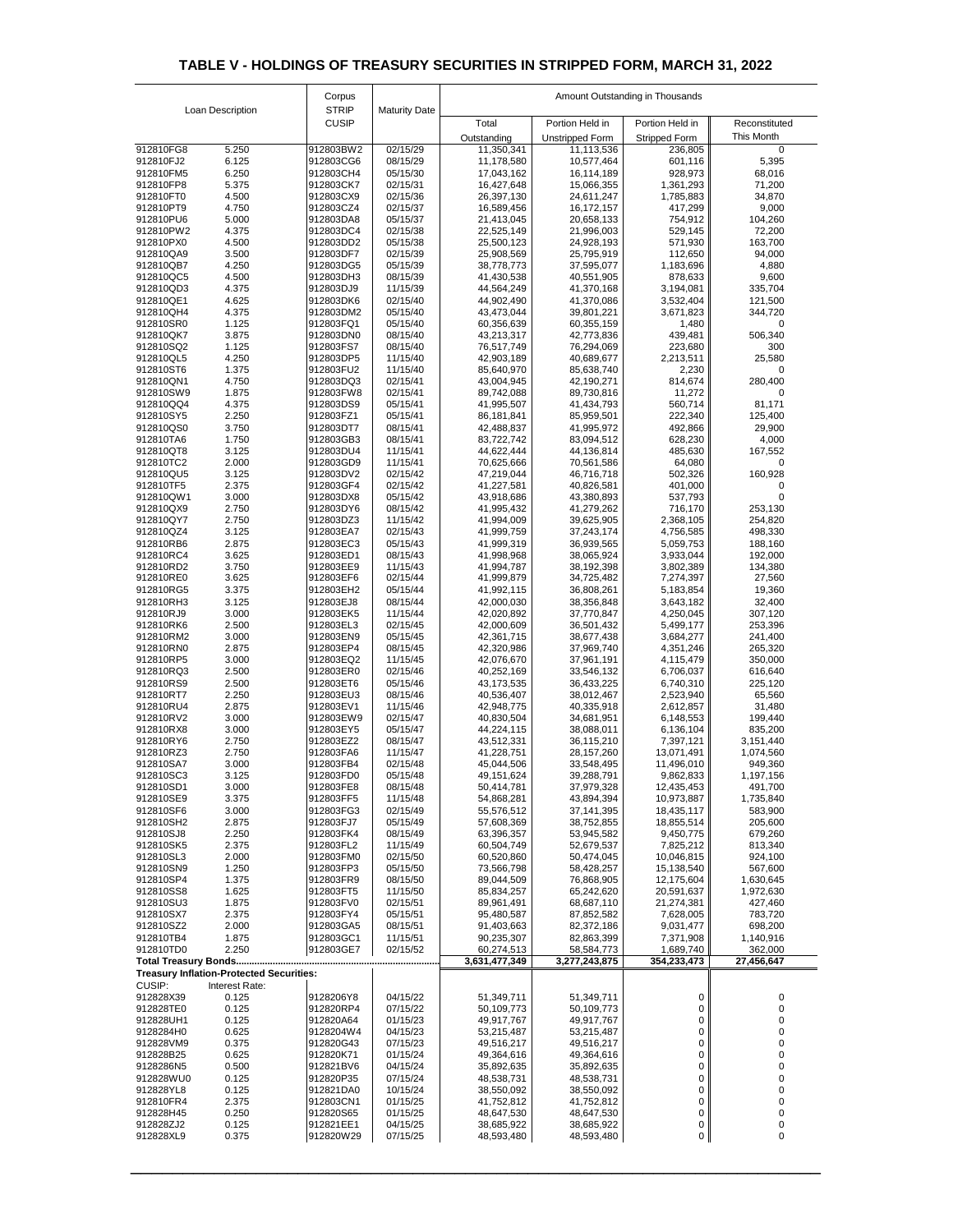# TABLE V - HOLDINGS OF TREASURY SECURITIES IN STRIPPED FORM, MARCH 31, 2022

| Loan Description | | Corpus STRIP CUSIP | Maturity Date | Amount Outstanding in Thousands | | | |
|---|---|---|---|---|---|---|---|
| | | | | Total Outstanding | Portion Held in Unstripped Form | Portion Held in Stripped Form | Reconstituted This Month |
| 912810FG8 | 5.250 | 912803BW2 | 02/15/29 | 11,350,341 | 11,113,536 | 236,805 | 0 |
| 912810FJ2 | 6.125 | 912803CG6 | 08/15/29 | 11,178,580 | 10,577,464 | 601,116 | 5,395 |
| 912810FM5 | 6.250 | 912803CH4 | 05/15/30 | 17,043,162 | 16,114,189 | 928,973 | 68,016 |
| 912810FP8 | 5.375 | 912803CK7 | 02/15/31 | 16,427,648 | 15,066,355 | 1,361,293 | 71,200 |
| 912810FT0 | 4.500 | 912803CX9 | 02/15/36 | 26,397,130 | 24,611,247 | 1,785,883 | 34,870 |
| 912810PT9 | 4.750 | 912803CZ4 | 02/15/37 | 16,589,456 | 16,172,157 | 417,299 | 9,000 |
| 912810PU6 | 5.000 | 912803DA8 | 05/15/37 | 21,413,045 | 20,658,133 | 754,912 | 104,260 |
| 912810PW2 | 4.375 | 912803DC4 | 02/15/38 | 22,525,149 | 21,996,003 | 529,145 | 72,200 |
| 912810PX0 | 4.500 | 912803DD2 | 05/15/38 | 25,500,123 | 24,928,193 | 571,930 | 163,700 |
| 912810QA9 | 3.500 | 912803DF7 | 02/15/39 | 25,908,569 | 25,795,919 | 112,650 | 94,000 |
| 912810QB7 | 4.250 | 912803DG5 | 05/15/39 | 38,778,773 | 37,595,077 | 1,183,696 | 4,880 |
| 912810QC5 | 4.500 | 912803DH3 | 08/15/39 | 41,430,538 | 40,551,905 | 878,633 | 9,600 |
| 912810QD3 | 4.375 | 912803DJ9 | 11/15/39 | 44,564,249 | 41,370,168 | 3,194,081 | 335,704 |
| 912810QE1 | 4.625 | 912803DK6 | 02/15/40 | 44,902,490 | 41,370,086 | 3,532,404 | 121,500 |
| 912810QH4 | 4.375 | 912803DM2 | 05/15/40 | 43,473,044 | 39,801,221 | 3,671,823 | 344,720 |
| 912810SR0 | 1.125 | 912803FQ1 | 05/15/40 | 60,356,639 | 60,355,159 | 1,480 | 0 |
| 912810QK7 | 3.875 | 912803DN0 | 08/15/40 | 43,213,317 | 42,773,836 | 439,481 | 506,340 |
| 912810SQ2 | 1.125 | 912803FS7 | 08/15/40 | 76,517,749 | 76,294,069 | 223,680 | 300 |
| 912810QL5 | 4.250 | 912803DP5 | 11/15/40 | 42,903,189 | 40,689,677 | 2,213,511 | 25,580 |
| 912810ST6 | 1.375 | 912803FU2 | 11/15/40 | 85,640,970 | 85,638,740 | 2,230 | 0 |
| 912810QN1 | 4.750 | 912803DQ3 | 02/15/41 | 43,004,945 | 42,190,271 | 814,674 | 280,400 |
| 912810SW9 | 1.875 | 912803FW8 | 02/15/41 | 89,742,088 | 89,730,816 | 11,272 | 0 |
| 912810QQ4 | 4.375 | 912803DS9 | 05/15/41 | 41,995,507 | 41,434,793 | 560,714 | 81,171 |
| 912810SY5 | 2.250 | 912803FZ1 | 05/15/41 | 86,181,841 | 85,959,501 | 222,340 | 125,400 |
| 912810QS0 | 3.750 | 912803DT7 | 08/15/41 | 42,488,837 | 41,995,972 | 492,866 | 29,900 |
| 912810TA6 | 1.750 | 912803GB3 | 08/15/41 | 83,722,742 | 83,094,512 | 628,230 | 4,000 |
| 912810QT8 | 3.125 | 912803DU4 | 11/15/41 | 44,622,444 | 44,136,814 | 485,630 | 167,552 |
| 912810TC2 | 2.000 | 912803GD9 | 11/15/41 | 70,625,666 | 70,561,586 | 64,080 | 0 |
| 912810QU5 | 3.125 | 912803DV2 | 02/15/42 | 47,219,044 | 46,716,718 | 502,326 | 160,928 |
| 912810TF5 | 2.375 | 912803GF4 | 02/15/42 | 41,227,581 | 40,826,581 | 401,000 | 0 |
| 912810QW1 | 3.000 | 912803DX8 | 05/15/42 | 43,918,686 | 43,380,893 | 537,793 | 0 |
| 912810QX9 | 2.750 | 912803DY6 | 08/15/42 | 41,995,432 | 41,279,262 | 716,170 | 253,130 |
| 912810QY7 | 2.750 | 912803DZ3 | 11/15/42 | 41,994,009 | 39,625,905 | 2,368,105 | 254,820 |
| 912810QZ4 | 3.125 | 912803EA7 | 02/15/43 | 41,999,759 | 37,243,174 | 4,756,585 | 498,330 |
| 912810RB6 | 2.875 | 912803EC3 | 05/15/43 | 41,999,319 | 36,939,565 | 5,059,753 | 188,160 |
| 912810RC4 | 3.625 | 912803ED1 | 08/15/43 | 41,998,968 | 38,065,924 | 3,933,044 | 192,000 |
| 912810RD2 | 3.750 | 912803EE9 | 11/15/43 | 41,994,787 | 38,192,398 | 3,802,389 | 134,380 |
| 912810RE0 | 3.625 | 912803EF6 | 02/15/44 | 41,999,879 | 34,725,482 | 7,274,397 | 27,560 |
| 912810RG5 | 3.375 | 912803EH2 | 05/15/44 | 41,992,115 | 36,808,261 | 5,183,854 | 19,360 |
| 912810RH3 | 3.125 | 912803EJ8 | 08/15/44 | 42,000,030 | 38,356,848 | 3,643,182 | 32,400 |
| 912810RJ9 | 3.000 | 912803EK5 | 11/15/44 | 42,020,892 | 37,770,847 | 4,250,045 | 307,120 |
| 912810RK6 | 2.500 | 912803EL3 | 02/15/45 | 42,000,609 | 36,501,432 | 5,499,177 | 253,396 |
| 912810RM2 | 3.000 | 912803EN9 | 05/15/45 | 42,361,715 | 38,677,438 | 3,684,277 | 241,400 |
| 912810RN0 | 2.875 | 912803EP4 | 08/15/45 | 42,320,986 | 37,969,740 | 4,351,246 | 265,320 |
| 912810RP5 | 3.000 | 912803EQ2 | 11/15/45 | 42,076,670 | 37,961,191 | 4,115,479 | 350,000 |
| 912810RQ3 | 2.500 | 912803ER0 | 02/15/46 | 40,252,169 | 33,546,132 | 6,706,037 | 616,640 |
| 912810RS9 | 2.500 | 912803ET6 | 05/15/46 | 43,173,535 | 36,433,225 | 6,740,310 | 225,120 |
| 912810RT7 | 2.250 | 912803EU3 | 08/15/46 | 40,536,407 | 38,012,467 | 2,523,940 | 65,560 |
| 912810RU4 | 2.875 | 912803EV1 | 11/15/46 | 42,948,775 | 40,335,918 | 2,612,857 | 31,480 |
| 912810RV2 | 3.000 | 912803EW9 | 02/15/47 | 40,830,504 | 34,681,951 | 6,148,553 | 199,440 |
| 912810RX8 | 3.000 | 912803EY5 | 05/15/47 | 44,224,115 | 38,088,011 | 6,136,104 | 835,200 |
| 912810RY6 | 2.750 | 912803EZ2 | 08/15/47 | 43,512,331 | 36,115,210 | 7,397,121 | 3,151,440 |
| 912810RZ3 | 2.750 | 912803FA6 | 11/15/47 | 41,228,751 | 28,157,260 | 13,071,491 | 1,074,560 |
| 912810SA7 | 3.000 | 912803FB4 | 02/15/48 | 45,044,506 | 33,548,495 | 11,496,010 | 949,360 |
| 912810SC3 | 3.125 | 912803FD0 | 05/15/48 | 49,151,624 | 39,288,791 | 9,862,833 | 1,197,156 |
| 912810SD1 | 3.000 | 912803FE8 | 08/15/48 | 50,414,781 | 37,979,328 | 12,435,453 | 491,700 |
| 912810SE9 | 3.375 | 912803FF5 | 11/15/48 | 54,868,281 | 43,894,394 | 10,973,887 | 1,735,840 |
| 912810SF6 | 3.000 | 912803FG3 | 02/15/49 | 55,576,512 | 37,141,395 | 18,435,117 | 583,900 |
| 912810SH2 | 2.875 | 912803FJ7 | 05/15/49 | 57,608,369 | 38,752,855 | 18,855,514 | 205,600 |
| 912810SJ8 | 2.250 | 912803FK4 | 08/15/49 | 63,396,357 | 53,945,582 | 9,450,775 | 679,260 |
| 912810SK5 | 2.375 | 912803FL2 | 11/15/49 | 60,504,749 | 52,679,537 | 7,825,212 | 813,340 |
| 912810SL3 | 2.000 | 912803FM0 | 02/15/50 | 60,520,860 | 50,474,045 | 10,046,815 | 924,100 |
| 912810SN9 | 1.250 | 912803FP3 | 05/15/50 | 73,566,798 | 58,428,257 | 15,138,540 | 567,600 |
| 912810SP4 | 1.375 | 912803FR9 | 08/15/50 | 89,044,509 | 76,868,905 | 12,175,604 | 1,630,645 |
| 912810SS8 | 1.625 | 912803FT5 | 11/15/50 | 85,834,257 | 65,242,620 | 20,591,637 | 1,972,630 |
| 912810SU3 | 1.875 | 912803FV0 | 02/15/51 | 89,961,491 | 68,687,110 | 21,274,381 | 427,460 |
| 912810SX7 | 2.375 | 912803FY4 | 05/15/51 | 95,480,587 | 87,852,582 | 7,628,005 | 783,720 |
| 912810SZ2 | 2.000 | 912803GA5 | 08/15/51 | 91,403,663 | 82,372,186 | 9,031,477 | 698,200 |
| 912810TB4 | 1.875 | 912803GC1 | 11/15/51 | 90,235,307 | 82,863,399 | 7,371,908 | 1,140,916 |
| 912810TD0 | 2.250 | 912803GE7 | 02/15/52 | 60,274,513 | 58,584,773 | 1,689,740 | 362,000 |
| **Total Treasury Bonds** | | | | **3,631,477,349** | **3,277,243,875** | **354,233,473** | **27,456,647** |
| **Treasury Inflation-Protected Securities:** | | | | | | | |
| CUSIP: | Interest Rate: | | | | | | |
| 912828X39 | 0.125 | 9128206Y8 | 04/15/22 | 51,349,711 | 51,349,711 | 0 | 0 |
| 912828TE0 | 0.125 | 912820RP4 | 07/15/22 | 50,109,773 | 50,109,773 | 0 | 0 |
| 912828UH1 | 0.125 | 912820A64 | 01/15/23 | 49,917,767 | 49,917,767 | 0 | 0 |
| 9128284H0 | 0.625 | 9128204W4 | 04/15/23 | 53,215,487 | 53,215,487 | 0 | 0 |
| 912828VM9 | 0.375 | 912820G43 | 07/15/23 | 49,516,217 | 49,516,217 | 0 | 0 |
| 912828B25 | 0.625 | 912820K71 | 01/15/24 | 49,364,616 | 49,364,616 | 0 | 0 |
| 9128286N5 | 0.500 | 912821BV6 | 04/15/24 | 35,892,635 | 35,892,635 | 0 | 0 |
| 912828WU0 | 0.125 | 912820P35 | 07/15/24 | 48,538,731 | 48,538,731 | 0 | 0 |
| 912828YL8 | 0.125 | 912821DA0 | 10/15/24 | 38,550,092 | 38,550,092 | 0 | 0 |
| 912810FR4 | 2.375 | 912803CN1 | 01/15/25 | 41,752,812 | 41,752,812 | 0 | 0 |
| 912828H45 | 0.250 | 912820S65 | 01/15/25 | 48,647,530 | 48,647,530 | 0 | 0 |
| 912828ZJ2 | 0.125 | 912821EE1 | 04/15/25 | 38,685,922 | 38,685,922 | 0 | 0 |
| 912828XL9 | 0.375 | 912820W29 | 07/15/25 | 48,593,480 | 48,593,480 | 0 | 0 |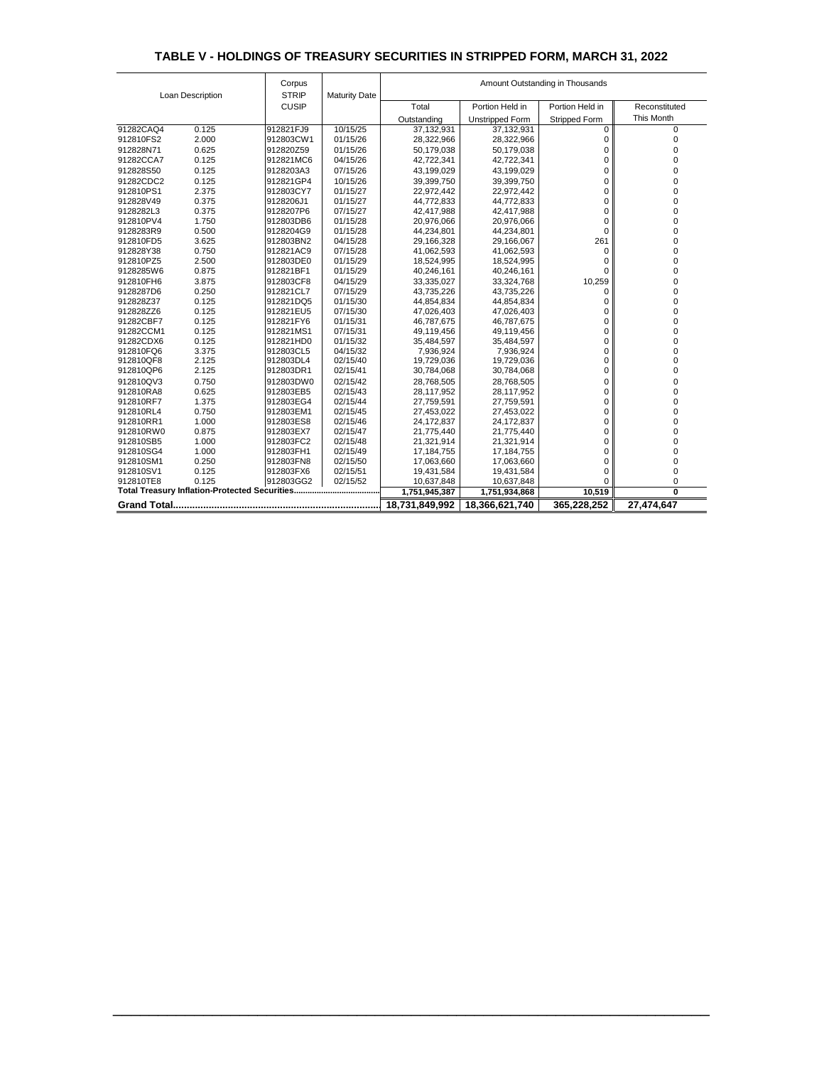# TABLE V - HOLDINGS OF TREASURY SECURITIES IN STRIPPED FORM, MARCH 31, 2022

| Loan Description | | Corpus STRIP CUSIP | Maturity Date | Amount Outstanding in Thousands | | | |
|---|---|---|---|---|---|---|---|
| | | | | Total Outstanding | Portion Held in Unstripped Form | Portion Held in Stripped Form | Reconstituted This Month |
| 91282CAQ4 | 0.125 | 912821FJ9 | 10/15/25 | 37,132,931 | 37,132,931 | 0 | 0 |
| 912810FS2 | 2.000 | 912803CW1 | 01/15/26 | 28,322,966 | 28,322,966 | 0 | 0 |
| 912828N71 | 0.625 | 912820Z59 | 01/15/26 | 50,179,038 | 50,179,038 | 0 | 0 |
| 91282CCA7 | 0.125 | 912821MC6 | 04/15/26 | 42,722,341 | 42,722,341 | 0 | 0 |
| 912828S50 | 0.125 | 9128203A3 | 07/15/26 | 43,199,029 | 43,199,029 | 0 | 0 |
| 91282CDC2 | 0.125 | 912821GP4 | 10/15/26 | 39,399,750 | 39,399,750 | 0 | 0 |
| 912810PS1 | 2.375 | 912803CY7 | 01/15/27 | 22,972,442 | 22,972,442 | 0 | 0 |
| 912828V49 | 0.375 | 9128206J1 | 01/15/27 | 44,772,833 | 44,772,833 | 0 | 0 |
| 9128282L3 | 0.375 | 9128207P6 | 07/15/27 | 42,417,988 | 42,417,988 | 0 | 0 |
| 912810PV4 | 1.750 | 912803DB6 | 01/15/28 | 20,976,066 | 20,976,066 | 0 | 0 |
| 9128283R9 | 0.500 | 9128204G9 | 01/15/28 | 44,234,801 | 44,234,801 | 0 | 0 |
| 912810FD5 | 3.625 | 912803BN2 | 04/15/28 | 29,166,328 | 29,166,067 | 261 | 0 |
| 912828Y38 | 0.750 | 912821AC9 | 07/15/28 | 41,062,593 | 41,062,593 | 0 | 0 |
| 912810PZ5 | 2.500 | 912803DE0 | 01/15/29 | 18,524,995 | 18,524,995 | 0 | 0 |
| 9128285W6 | 0.875 | 912821BF1 | 01/15/29 | 40,246,161 | 40,246,161 | 0 | 0 |
| 912810FH6 | 3.875 | 912803CF8 | 04/15/29 | 33,335,027 | 33,324,768 | 10,259 | 0 |
| 9128287D6 | 0.250 | 912821CL7 | 07/15/29 | 43,735,226 | 43,735,226 | 0 | 0 |
| 912828Z37 | 0.125 | 912821DQ5 | 01/15/30 | 44,854,834 | 44,854,834 | 0 | 0 |
| 912828ZZ6 | 0.125 | 912821EU5 | 07/15/30 | 47,026,403 | 47,026,403 | 0 | 0 |
| 91282CBF7 | 0.125 | 912821FY6 | 01/15/31 | 46,787,675 | 46,787,675 | 0 | 0 |
| 91282CCM1 | 0.125 | 912821MS1 | 07/15/31 | 49,119,456 | 49,119,456 | 0 | 0 |
| 91282CDX6 | 0.125 | 912821HD0 | 01/15/32 | 35,484,597 | 35,484,597 | 0 | 0 |
| 912810FQ6 | 3.375 | 912803CL5 | 04/15/32 | 7,936,924 | 7,936,924 | 0 | 0 |
| 912810QF8 | 2.125 | 912803DL4 | 02/15/40 | 19,729,036 | 19,729,036 | 0 | 0 |
| 912810QP6 | 2.125 | 912803DR1 | 02/15/41 | 30,784,068 | 30,784,068 | 0 | 0 |
| 912810QV3 | 0.750 | 912803DW0 | 02/15/42 | 28,768,505 | 28,768,505 | 0 | 0 |
| 912810RA8 | 0.625 | 912803EB5 | 02/15/43 | 28,117,952 | 28,117,952 | 0 | 0 |
| 912810RF7 | 1.375 | 912803EG4 | 02/15/44 | 27,759,591 | 27,759,591 | 0 | 0 |
| 912810RL4 | 0.750 | 912803EM1 | 02/15/45 | 27,453,022 | 27,453,022 | 0 | 0 |
| 912810RR1 | 1.000 | 912803ES8 | 02/15/46 | 24,172,837 | 24,172,837 | 0 | 0 |
| 912810RW0 | 0.875 | 912803EX7 | 02/15/47 | 21,775,440 | 21,775,440 | 0 | 0 |
| 912810SB5 | 1.000 | 912803FC2 | 02/15/48 | 21,321,914 | 21,321,914 | 0 | 0 |
| 912810SG4 | 1.000 | 912803FH1 | 02/15/49 | 17,184,755 | 17,184,755 | 0 | 0 |
| 912810SM1 | 0.250 | 912803FN8 | 02/15/50 | 17,063,660 | 17,063,660 | 0 | 0 |
| 912810SV1 | 0.125 | 912803FX6 | 02/15/51 | 19,431,584 | 19,431,584 | 0 | 0 |
| 912810TE8 | 0.125 | 912803GG2 | 02/15/52 | 10,637,848 | 10,637,848 | 0 | 0 |
| **Total Treasury Inflation-Protected Securities** | | | | **1,751,945,387** | **1,751,934,868** | **10,519** | **0** |
| **Grand Total** | | | | **18,731,849,992** | **18,366,621,740** | **365,228,252** | **27,474,647** |